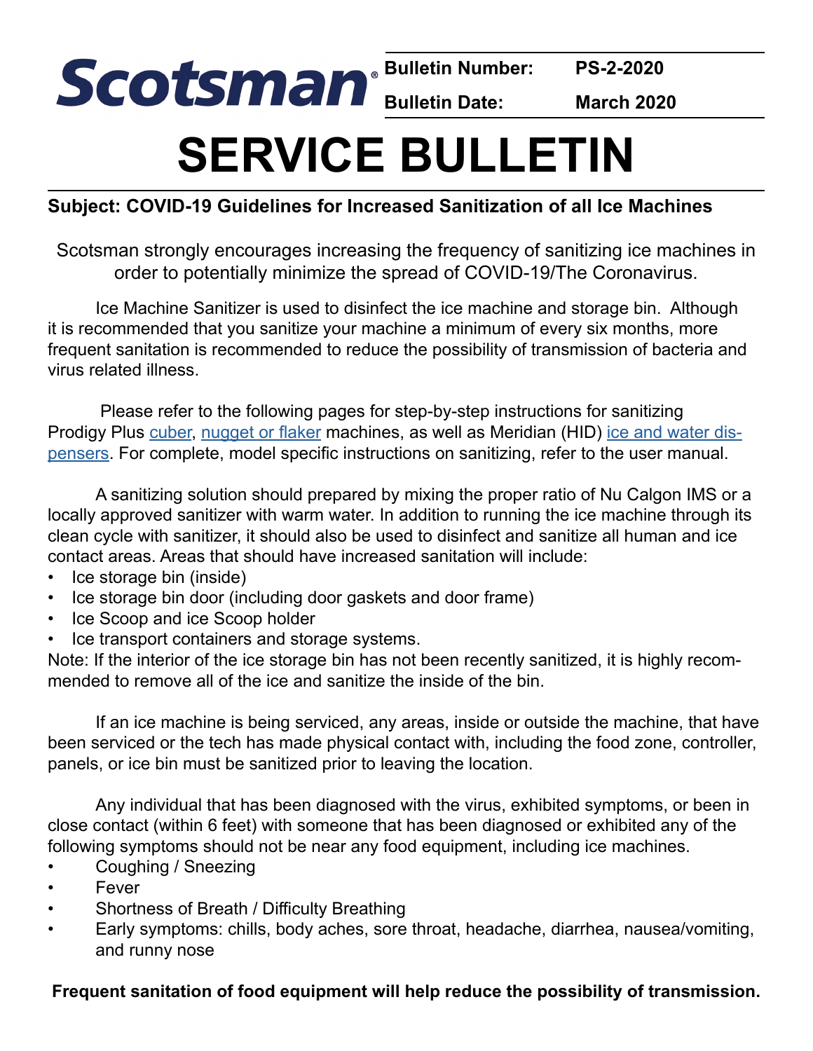Scotsman®

**Bulletin Number:** PS-2-2020

**Bulletin Date:** March 2020

# SERVICE BULLETIN

**Subject: COVID-19 Guidelines for Increased Sanitization of all Ice Machines**

Scotsman strongly encourages increasing the frequency of sanitizing ice machines in order to potentially minimize the spread of COVID-19/The Coronavirus.

Ice Machine Sanitizer is used to disinfect the ice machine and storage bin. Although it is recommended that you sanitize your machine a minimum of every six months, more frequent sanitation is recommended to reduce the possibility of transmission of bacteria and virus related illness.

Please refer to the following pages for step-by-step instructions for sanitizing Prodigy Plus cuber, nugget or flaker machines, as well as Meridian (HID) ice and water dispensers. For complete, model specific instructions on sanitizing, refer to the user manual.

A sanitizing solution should prepared by mixing the proper ratio of Nu Calgon IMS or a locally approved sanitizer with warm water. In addition to running the ice machine through its clean cycle with sanitizer, it should also be used to disinfect and sanitize all human and ice contact areas. Areas that should have increased sanitation will include:

- Ice storage bin (inside)
- Ice storage bin door (including door gaskets and door frame)
- Ice Scoop and ice Scoop holder
- Ice transport containers and storage systems.

Note: If the interior of the ice storage bin has not been recently sanitized, it is highly recommended to remove all of the ice and sanitize the inside of the bin.

If an ice machine is being serviced, any areas, inside or outside the machine, that have been serviced or the tech has made physical contact with, including the food zone, controller, panels, or ice bin must be sanitized prior to leaving the location.

Any individual that has been diagnosed with the virus, exhibited symptoms, or been in close contact (within 6 feet) with someone that has been diagnosed or exhibited any of the following symptoms should not be near any food equipment, including ice machines.

- Coughing / Sneezing
- Fever
- Shortness of Breath / Difficulty Breathing
- Early symptoms: chills, body aches, sore throat, headache, diarrhea, nausea/vomiting, and runny nose

**Frequent sanitation of food equipment will help reduce the possibility of transmission.**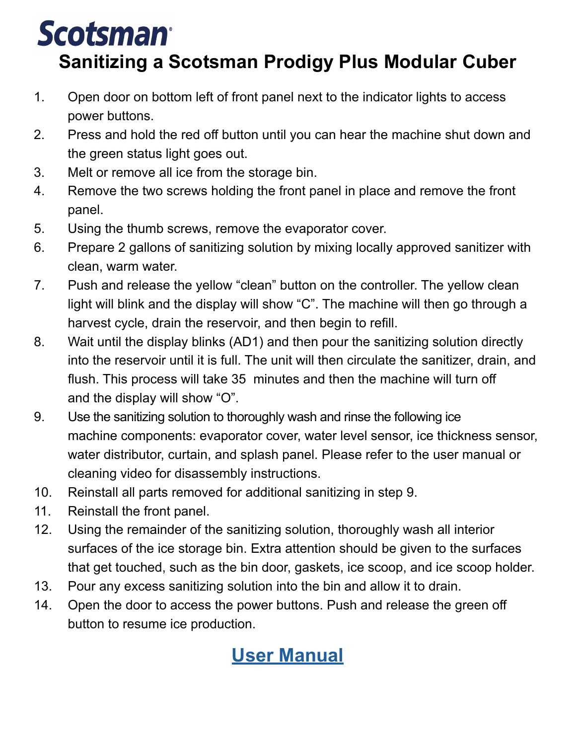Scotsman

# Sanitizing a Scotsman Prodigy Plus Modular Cuber

1. Open door on bottom left of front panel next to the indicator lights to access power buttons.
2. Press and hold the red off button until you can hear the machine shut down and the green status light goes out.
3. Melt or remove all ice from the storage bin.
4. Remove the two screws holding the front panel in place and remove the front panel.
5. Using the thumb screws, remove the evaporator cover.
6. Prepare 2 gallons of sanitizing solution by mixing locally approved sanitizer with clean, warm water.
7. Push and release the yellow "clean" button on the controller. The yellow clean light will blink and the display will show "C". The machine will then go through a harvest cycle, drain the reservoir, and then begin to refill.
8. Wait until the display blinks (AD1) and then pour the sanitizing solution directly into the reservoir until it is full. The unit will then circulate the sanitizer, drain, and flush. This process will take 35 minutes and then the machine will turn off and the display will show "O".
9. Use the sanitizing solution to thoroughly wash and rinse the following ice machine components: evaporator cover, water level sensor, ice thickness sensor, water distributor, curtain, and splash panel. Please refer to the user manual or cleaning video for disassembly instructions.
10. Reinstall all parts removed for additional sanitizing in step 9.
11. Reinstall the front panel.
12. Using the remainder of the sanitizing solution, thoroughly wash all interior surfaces of the ice storage bin. Extra attention should be given to the surfaces that get touched, such as the bin door, gaskets, ice scoop, and ice scoop holder.
13. Pour any excess sanitizing solution into the bin and allow it to drain.
14. Open the door to access the power buttons. Push and release the green off button to resume ice production.

**User Manual**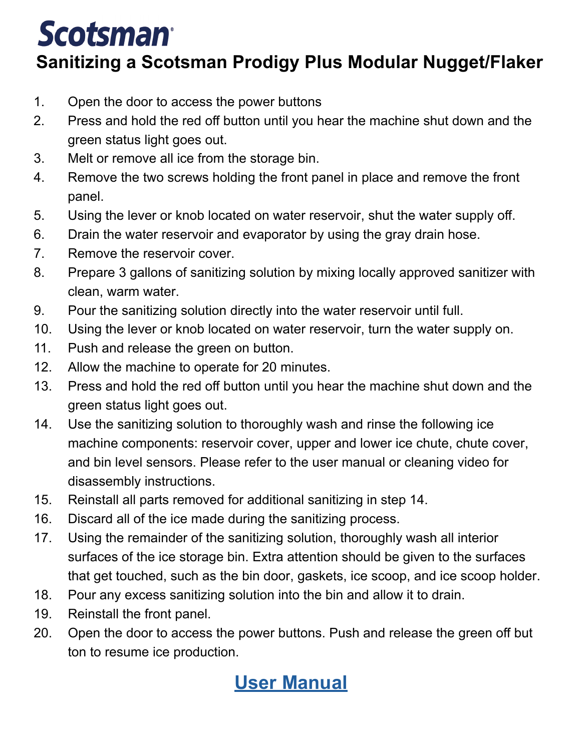# Scotsman

## Sanitizing a Scotsman Prodigy Plus Modular Nugget/Flaker

1. Open the door to access the power buttons
2. Press and hold the red off button until you hear the machine shut down and the green status light goes out.
3. Melt or remove all ice from the storage bin.
4. Remove the two screws holding the front panel in place and remove the front panel.
5. Using the lever or knob located on water reservoir, shut the water supply off.
6. Drain the water reservoir and evaporator by using the gray drain hose.
7. Remove the reservoir cover.
8. Prepare 3 gallons of sanitizing solution by mixing locally approved sanitizer with clean, warm water.
9. Pour the sanitizing solution directly into the water reservoir until full.
10. Using the lever or knob located on water reservoir, turn the water supply on.
11. Push and release the green on button.
12. Allow the machine to operate for 20 minutes.
13. Press and hold the red off button until you hear the machine shut down and the green status light goes out.
14. Use the sanitizing solution to thoroughly wash and rinse the following ice machine components: reservoir cover, upper and lower ice chute, chute cover, and bin level sensors. Please refer to the user manual or cleaning video for disassembly instructions.
15. Reinstall all parts removed for additional sanitizing in step 14.
16. Discard all of the ice made during the sanitizing process.
17. Using the remainder of the sanitizing solution, thoroughly wash all interior surfaces of the ice storage bin. Extra attention should be given to the surfaces that get touched, such as the bin door, gaskets, ice scoop, and ice scoop holder.
18. Pour any excess sanitizing solution into the bin and allow it to drain.
19. Reinstall the front panel.
20. Open the door to access the power buttons. Push and release the green off but ton to resume ice production.

## User Manual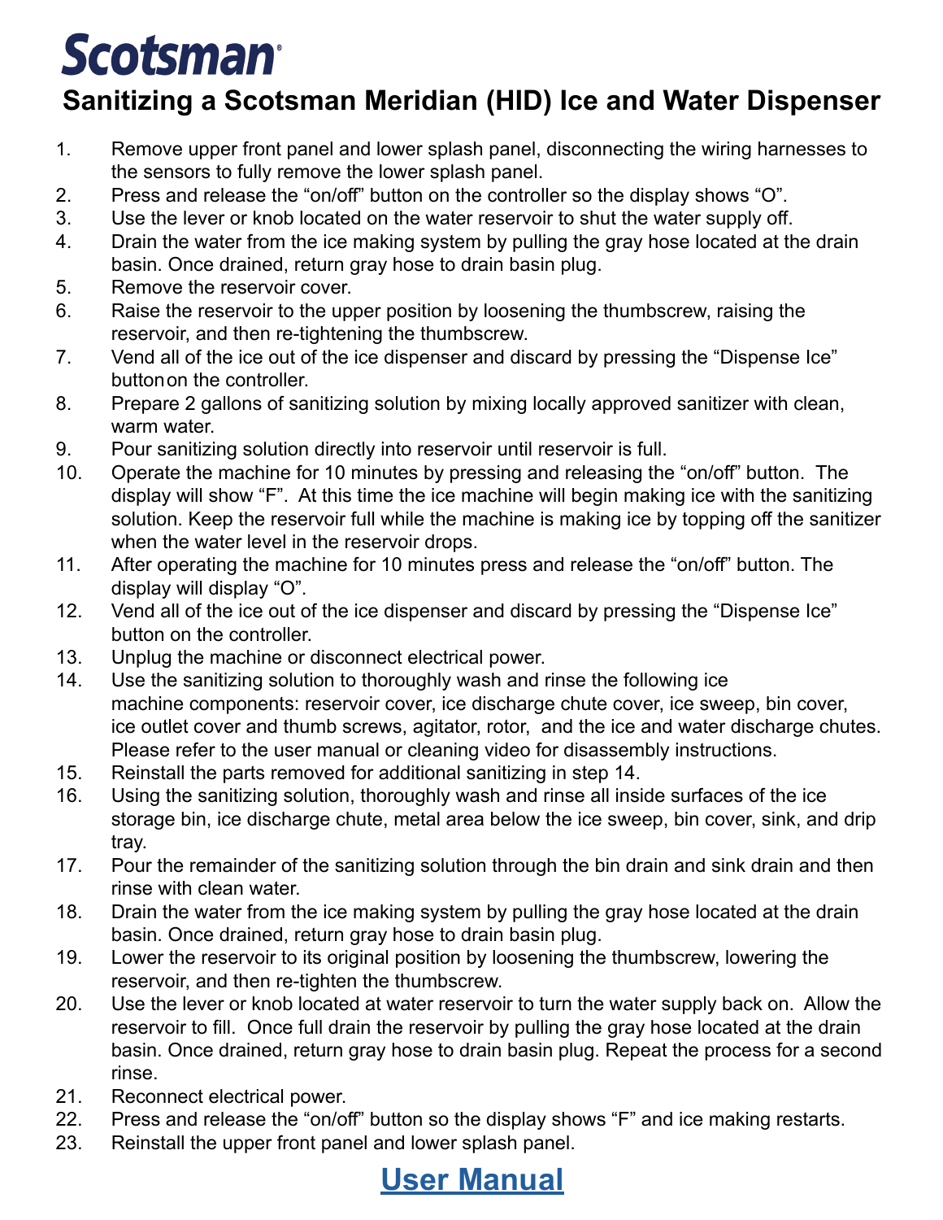# Scotsman

## Sanitizing a Scotsman Meridian (HID) Ice and Water Dispenser

1. Remove upper front panel and lower splash panel, disconnecting the wiring harnesses to the sensors to fully remove the lower splash panel.
2. Press and release the “on/off” button on the controller so the display shows “O”.
3. Use the lever or knob located on the water reservoir to shut the water supply off.
4. Drain the water from the ice making system by pulling the gray hose located at the drain basin. Once drained, return gray hose to drain basin plug.
5. Remove the reservoir cover.
6. Raise the reservoir to the upper position by loosening the thumbscrew, raising the reservoir, and then re-tightening the thumbscrew.
7. Vend all of the ice out of the ice dispenser and discard by pressing the “Dispense Ice” buttonon the controller.
8. Prepare 2 gallons of sanitizing solution by mixing locally approved sanitizer with clean, warm water.
9. Pour sanitizing solution directly into reservoir until reservoir is full.
10. Operate the machine for 10 minutes by pressing and releasing the “on/off” button. The display will show “F”. At this time the ice machine will begin making ice with the sanitizing solution. Keep the reservoir full while the machine is making ice by topping off the sanitizer when the water level in the reservoir drops.
11. After operating the machine for 10 minutes press and release the “on/off” button. The display will display “O”.
12. Vend all of the ice out of the ice dispenser and discard by pressing the “Dispense Ice” button on the controller.
13. Unplug the machine or disconnect electrical power.
14. Use the sanitizing solution to thoroughly wash and rinse the following ice machine components: reservoir cover, ice discharge chute cover, ice sweep, bin cover, ice outlet cover and thumb screws, agitator, rotor, and the ice and water discharge chutes. Please refer to the user manual or cleaning video for disassembly instructions.
15. Reinstall the parts removed for additional sanitizing in step 14.
16. Using the sanitizing solution, thoroughly wash and rinse all inside surfaces of the ice storage bin, ice discharge chute, metal area below the ice sweep, bin cover, sink, and drip tray.
17. Pour the remainder of the sanitizing solution through the bin drain and sink drain and then rinse with clean water.
18. Drain the water from the ice making system by pulling the gray hose located at the drain basin. Once drained, return gray hose to drain basin plug.
19. Lower the reservoir to its original position by loosening the thumbscrew, lowering the reservoir, and then re-tighten the thumbscrew.
20. Use the lever or knob located at water reservoir to turn the water supply back on. Allow the reservoir to fill. Once full drain the reservoir by pulling the gray hose located at the drain basin. Once drained, return gray hose to drain basin plug. Repeat the process for a second rinse.
21. Reconnect electrical power.
22. Press and release the “on/off” button so the display shows “F” and ice making restarts.
23. Reinstall the upper front panel and lower splash panel.

**User Manual**